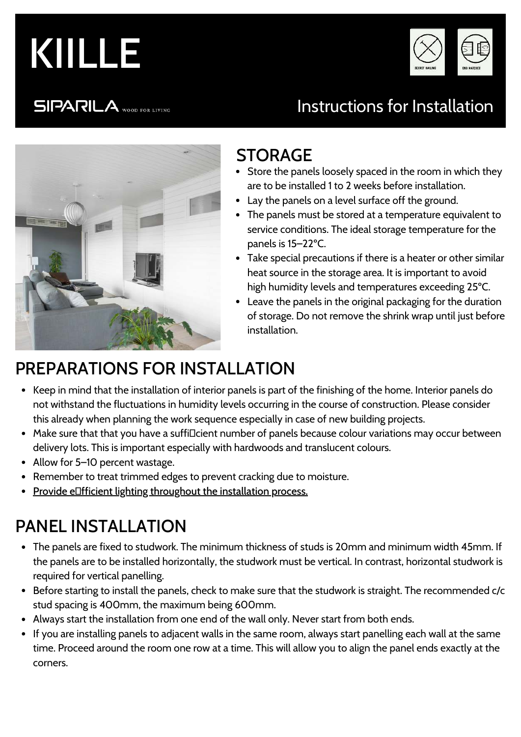# KIILLE

SIPARILA WOOD FOR LIVING

Instructions for Installation

## STORAGE

- Store the panels loosely spaced in the room in which they are to be installed 1 to 2 weeks before installation.
- Lay the panels on a level surface off the ground.
- The panels must be stored at a temperature equivalent to service conditions. The ideal storage temperature for the panels is 15–22°C.
- Take special precautions if there is a heater or other similar heat source in the storage area. It is important to avoid high humidity levels and temperatures exceeding 25°C.
- Leave the panels in the original packaging for the duration of storage. Do not remove the shrink wrap until just before installation.

## PREPARATIONS FOR INSTALLATION

- Keep in mind that the installation of interior panels is part of the finishing of the home. Interior panels do not withstand the fluctuations in humidity levels occurring in the course of construction. Please consider this already when planning the work sequence especially in case of new building projects.
- Make sure that that you have a sufficient number of panels because colour variations may occur between delivery lots. This is important especially with hardwoods and translucent colours.
- Allow for 5–10 percent wastage.
- Remember to treat trimmed edges to prevent cracking due to moisture.
- Provide efficient lighting throughout the installation process.

## PANEL INSTALLATION

- The panels are fixed to studwork. The minimum thickness of studs is 20mm and minimum width 45mm. If the panels are to be installed horizontally, the studwork must be vertical. In contrast, horizontal studwork is required for vertical panelling.
- Before starting to install the panels, check to make sure that the studwork is straight. The recommended c/c stud spacing is 400mm, the maximum being 600mm.
- Always start the installation from one end of the wall only. Never start from both ends.
- If you are installing panels to adjacent walls in the same room, always start panelling each wall at the same time. Proceed around the room one row at a time. This will allow you to align the panel ends exactly at the corners.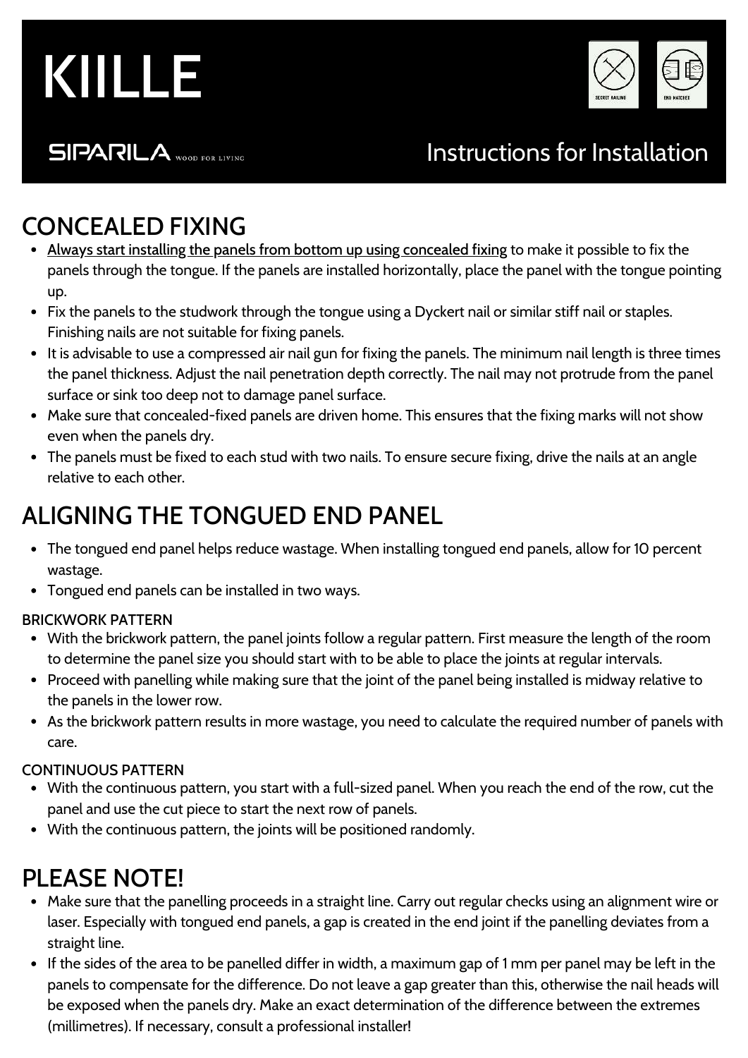# KIILLE

SIPARILA WOOD FOR LIVING

Instructions for Installation

## CONCEALED FIXING

- <u>Always start installing the panels from bottom up using concealed fixing</u> to make it possible to fix the panels through the tongue. If the panels are installed horizontally, place the panel with the tongue pointing up.
- Fix the panels to the studwork through the tongue using a Dyckert nail or similar stiff nail or staples. Finishing nails are not suitable for fixing panels.
- It is advisable to use a compressed air nail gun for fixing the panels. The minimum nail length is three times the panel thickness. Adjust the nail penetration depth correctly. The nail may not protrude from the panel surface or sink too deep not to damage panel surface.
- Make sure that concealed-fixed panels are driven home. This ensures that the fixing marks will not show even when the panels dry.
- The panels must be fixed to each stud with two nails. To ensure secure fixing, drive the nails at an angle relative to each other.

## ALIGNING THE TONGUED END PANEL

- The tongued end panel helps reduce wastage. When installing tongued end panels, allow for 10 percent wastage.
- Tongued end panels can be installed in two ways.

### BRICKWORK PATTERN

- With the brickwork pattern, the panel joints follow a regular pattern. First measure the length of the room to determine the panel size you should start with to be able to place the joints at regular intervals.
- Proceed with panelling while making sure that the joint of the panel being installed is midway relative to the panels in the lower row.
- As the brickwork pattern results in more wastage, you need to calculate the required number of panels with care.

### CONTINUOUS PATTERN

- With the continuous pattern, you start with a full-sized panel. When you reach the end of the row, cut the panel and use the cut piece to start the next row of panels.
- With the continuous pattern, the joints will be positioned randomly.

## PLEASE NOTE!

- Make sure that the panelling proceeds in a straight line. Carry out regular checks using an alignment wire or laser. Especially with tongued end panels, a gap is created in the end joint if the panelling deviates from a straight line.
- If the sides of the area to be panelled differ in width, a maximum gap of 1 mm per panel may be left in the panels to compensate for the difference. Do not leave a gap greater than this, otherwise the nail heads will be exposed when the panels dry. Make an exact determination of the difference between the extremes (millimetres). If necessary, consult a professional installer!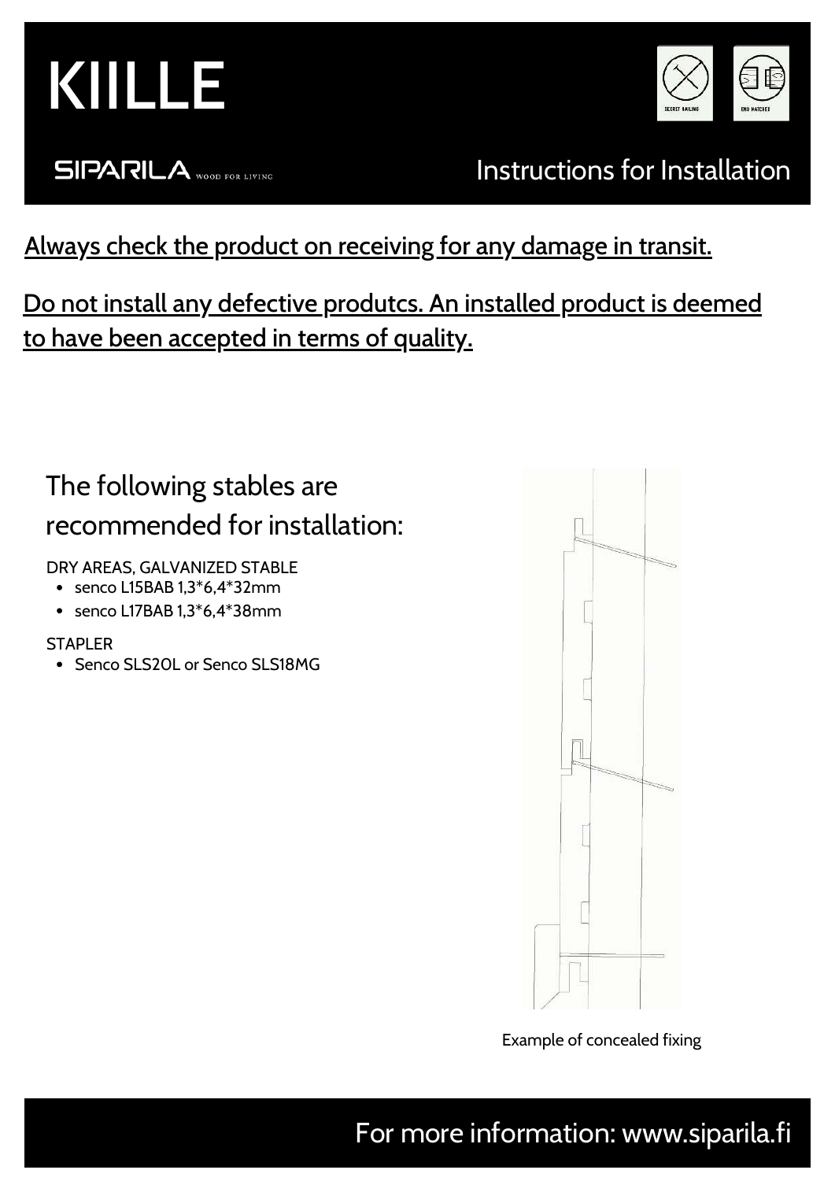# KIILLE

SIPARILA WOOD FOR LIVING

Instructions for Installation

Always check the product on receiving for any damage in transit.

Do not install any defective produtcs. An installed product is deemed to have been accepted in terms of quality.

## The following stables are recommended for installation:

DRY AREAS, GALVANIZED STABLE

- senco L15BAB 1,3*6,4*32mm
- senco L17BAB 1,3*6,4*38mm

STAPLER

- Senco SLS20L or Senco SLS18MG

Example of concealed fixing

For more information: www.siparila.fi